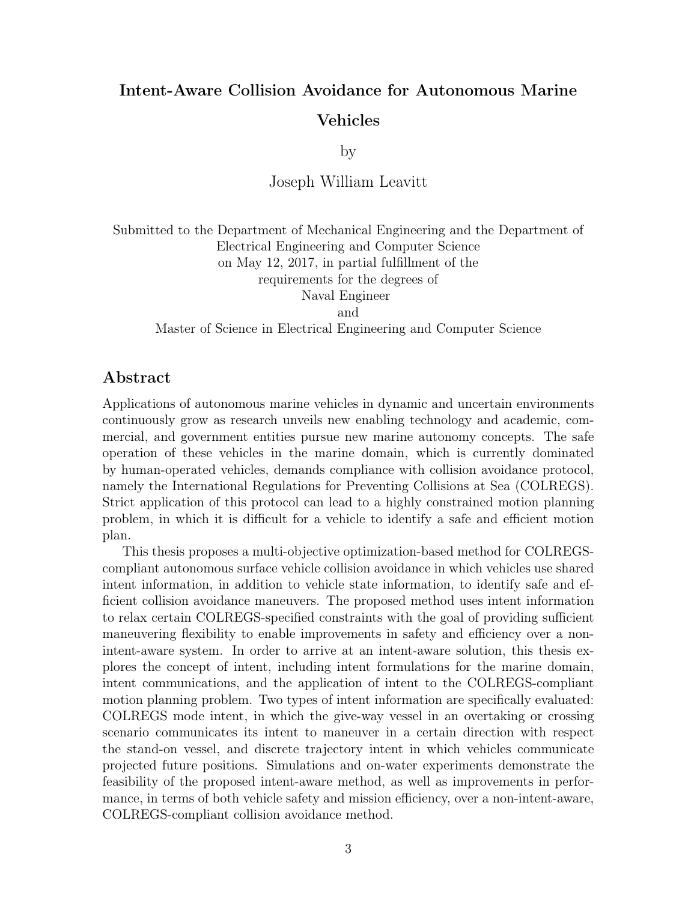# Intent-Aware Collision Avoidance for Autonomous Marine Vehicles

by

Joseph William Leavitt

Submitted to the Department of Mechanical Engineering and the Department of Electrical Engineering and Computer Science
on May 12, 2017, in partial fulfillment of the
requirements for the degrees of
Naval Engineer
and
Master of Science in Electrical Engineering and Computer Science

## Abstract

Applications of autonomous marine vehicles in dynamic and uncertain environments continuously grow as research unveils new enabling technology and academic, commercial, and government entities pursue new marine autonomy concepts. The safe operation of these vehicles in the marine domain, which is currently dominated by human-operated vehicles, demands compliance with collision avoidance protocol, namely the International Regulations for Preventing Collisions at Sea (COLREGS). Strict application of this protocol can lead to a highly constrained motion planning problem, in which it is difficult for a vehicle to identify a safe and efficient motion plan.

This thesis proposes a multi-objective optimization-based method for COLREGS-compliant autonomous surface vehicle collision avoidance in which vehicles use shared intent information, in addition to vehicle state information, to identify safe and efficient collision avoidance maneuvers. The proposed method uses intent information to relax certain COLREGS-specified constraints with the goal of providing sufficient maneuvering flexibility to enable improvements in safety and efficiency over a non-intent-aware system. In order to arrive at an intent-aware solution, this thesis explores the concept of intent, including intent formulations for the marine domain, intent communications, and the application of intent to the COLREGS-compliant motion planning problem. Two types of intent information are specifically evaluated: COLREGS mode intent, in which the give-way vessel in an overtaking or crossing scenario communicates its intent to maneuver in a certain direction with respect the stand-on vessel, and discrete trajectory intent in which vehicles communicate projected future positions. Simulations and on-water experiments demonstrate the feasibility of the proposed intent-aware method, as well as improvements in performance, in terms of both vehicle safety and mission efficiency, over a non-intent-aware, COLREGS-compliant collision avoidance method.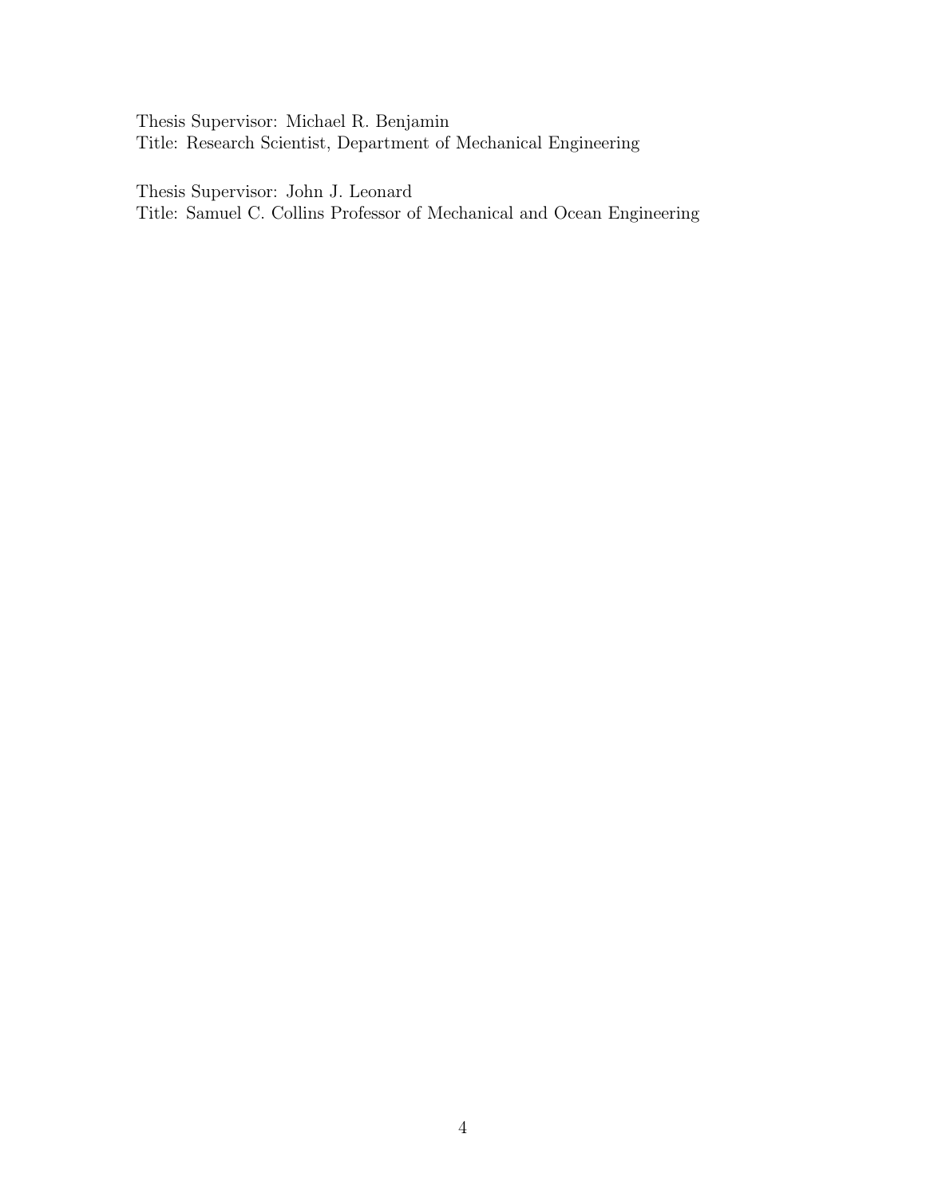Thesis Supervisor: Michael R. Benjamin
Title: Research Scientist, Department of Mechanical Engineering

Thesis Supervisor: John J. Leonard
Title: Samuel C. Collins Professor of Mechanical and Ocean Engineering